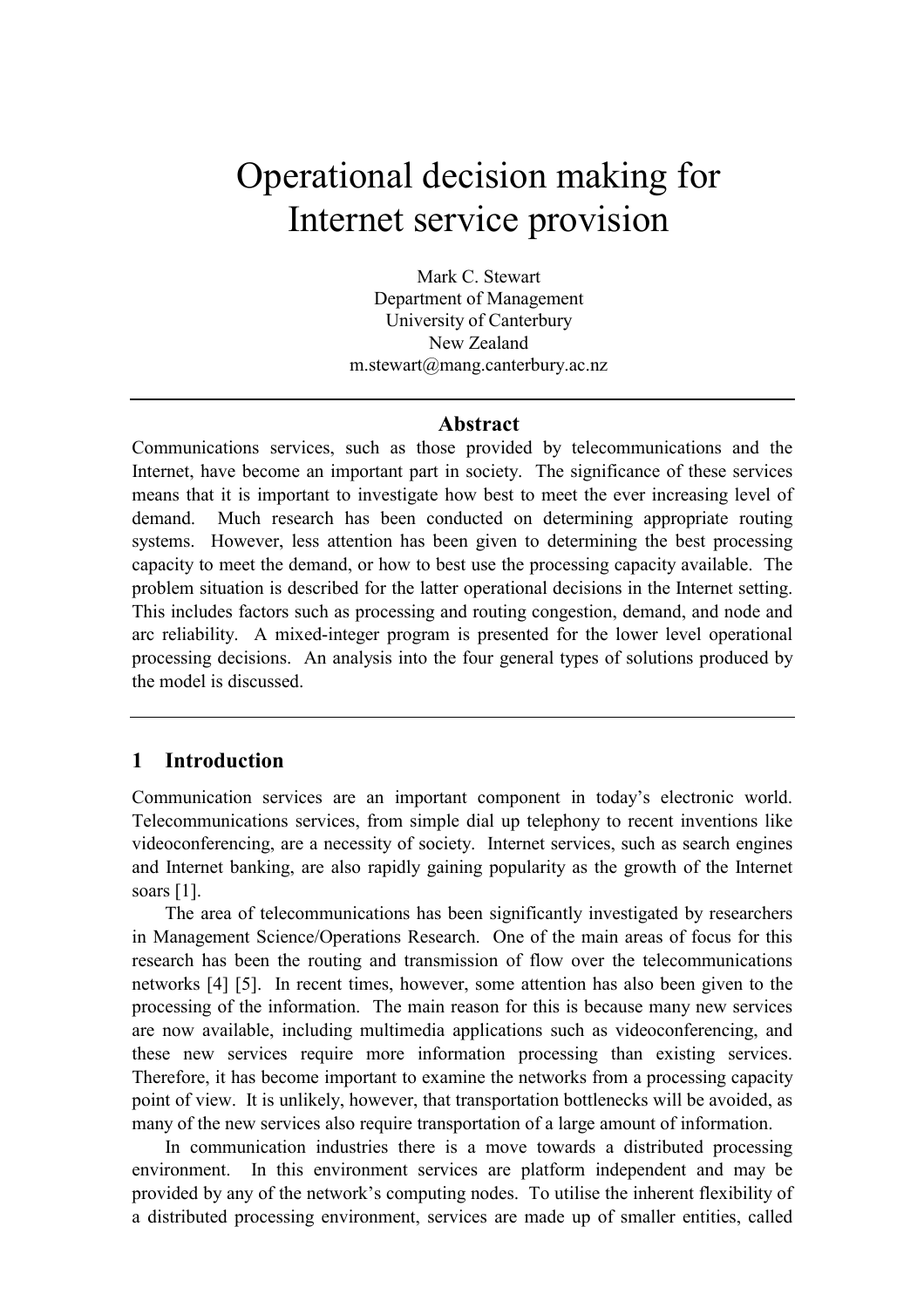# Operational decision making for Internet service provision

Mark C. Stewart
Department of Management
University of Canterbury
New Zealand
m.stewart@mang.canterbury.ac.nz

---

### Abstract

Communications services, such as those provided by telecommunications and the Internet, have become an important part in society. The significance of these services means that it is important to investigate how best to meet the ever increasing level of demand. Much research has been conducted on determining appropriate routing systems. However, less attention has been given to determining the best processing capacity to meet the demand, or how to best use the processing capacity available. The problem situation is described for the latter operational decisions in the Internet setting. This includes factors such as processing and routing congestion, demand, and node and arc reliability. A mixed-integer program is presented for the lower level operational processing decisions. An analysis into the four general types of solutions produced by the model is discussed.

---

## 1 Introduction

Communication services are an important component in today's electronic world. Telecommunications services, from simple dial up telephony to recent inventions like videoconferencing, are a necessity of society. Internet services, such as search engines and Internet banking, are also rapidly gaining popularity as the growth of the Internet soars [1].

The area of telecommunications has been significantly investigated by researchers in Management Science/Operations Research. One of the main areas of focus for this research has been the routing and transmission of flow over the telecommunications networks [4] [5]. In recent times, however, some attention has also been given to the processing of the information. The main reason for this is because many new services are now available, including multimedia applications such as videoconferencing, and these new services require more information processing than existing services. Therefore, it has become important to examine the networks from a processing capacity point of view. It is unlikely, however, that transportation bottlenecks will be avoided, as many of the new services also require transportation of a large amount of information.

In communication industries there is a move towards a distributed processing environment. In this environment services are platform independent and may be provided by any of the network's computing nodes. To utilise the inherent flexibility of a distributed processing environment, services are made up of smaller entities, called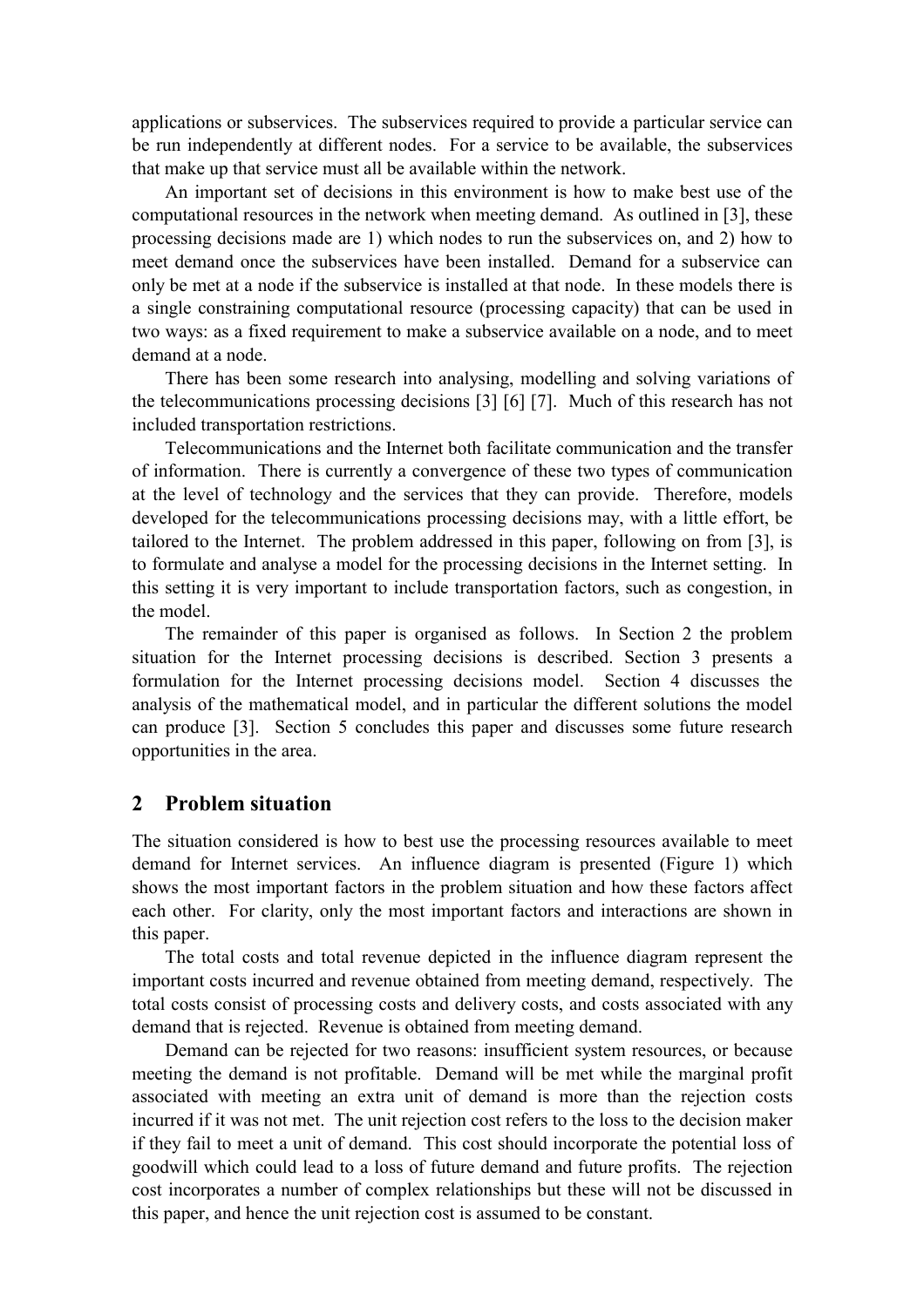applications or subservices. The subservices required to provide a particular service can be run independently at different nodes. For a service to be available, the subservices that make up that service must all be available within the network.

An important set of decisions in this environment is how to make best use of the computational resources in the network when meeting demand. As outlined in [3], these processing decisions made are 1) which nodes to run the subservices on, and 2) how to meet demand once the subservices have been installed. Demand for a subservice can only be met at a node if the subservice is installed at that node. In these models there is a single constraining computational resource (processing capacity) that can be used in two ways: as a fixed requirement to make a subservice available on a node, and to meet demand at a node.

There has been some research into analysing, modelling and solving variations of the telecommunications processing decisions [3] [6] [7]. Much of this research has not included transportation restrictions.

Telecommunications and the Internet both facilitate communication and the transfer of information. There is currently a convergence of these two types of communication at the level of technology and the services that they can provide. Therefore, models developed for the telecommunications processing decisions may, with a little effort, be tailored to the Internet. The problem addressed in this paper, following on from [3], is to formulate and analyse a model for the processing decisions in the Internet setting. In this setting it is very important to include transportation factors, such as congestion, in the model.

The remainder of this paper is organised as follows. In Section 2 the problem situation for the Internet processing decisions is described. Section 3 presents a formulation for the Internet processing decisions model. Section 4 discusses the analysis of the mathematical model, and in particular the different solutions the model can produce [3]. Section 5 concludes this paper and discusses some future research opportunities in the area.

## 2 Problem situation

The situation considered is how to best use the processing resources available to meet demand for Internet services. An influence diagram is presented (Figure 1) which shows the most important factors in the problem situation and how these factors affect each other. For clarity, only the most important factors and interactions are shown in this paper.

The total costs and total revenue depicted in the influence diagram represent the important costs incurred and revenue obtained from meeting demand, respectively. The total costs consist of processing costs and delivery costs, and costs associated with any demand that is rejected. Revenue is obtained from meeting demand.

Demand can be rejected for two reasons: insufficient system resources, or because meeting the demand is not profitable. Demand will be met while the marginal profit associated with meeting an extra unit of demand is more than the rejection costs incurred if it was not met. The unit rejection cost refers to the loss to the decision maker if they fail to meet a unit of demand. This cost should incorporate the potential loss of goodwill which could lead to a loss of future demand and future profits. The rejection cost incorporates a number of complex relationships but these will not be discussed in this paper, and hence the unit rejection cost is assumed to be constant.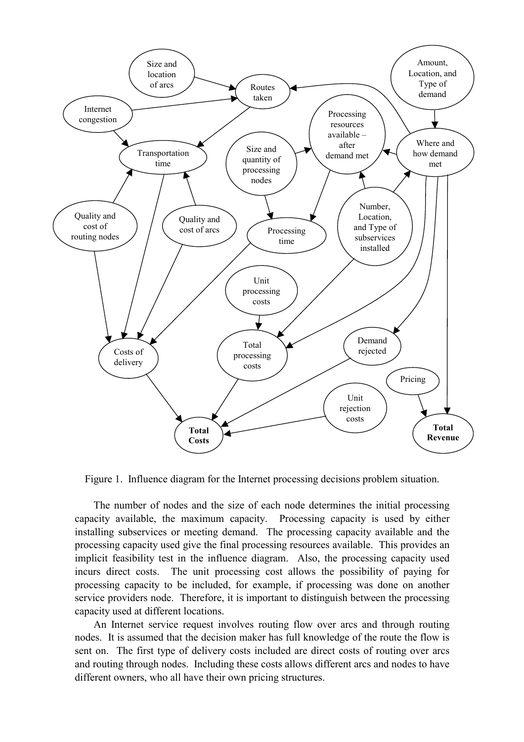Figure 1. Influence diagram for the Internet processing decisions problem situation.

The number of nodes and the size of each node determines the initial processing capacity available, the maximum capacity. Processing capacity is used by either installing subservices or meeting demand. The processing capacity available and the processing capacity used give the final processing resources available. This provides an implicit feasibility test in the influence diagram. Also, the processing capacity used incurs direct costs. The unit processing cost allows the possibility of paying for processing capacity to be included, for example, if processing was done on another service providers node. Therefore, it is important to distinguish between the processing capacity used at different locations.

An Internet service request involves routing flow over arcs and through routing nodes. It is assumed that the decision maker has full knowledge of the route the flow is sent on. The first type of delivery costs included are direct costs of routing over arcs and routing through nodes. Including these costs allows different arcs and nodes to have different owners, who all have their own pricing structures.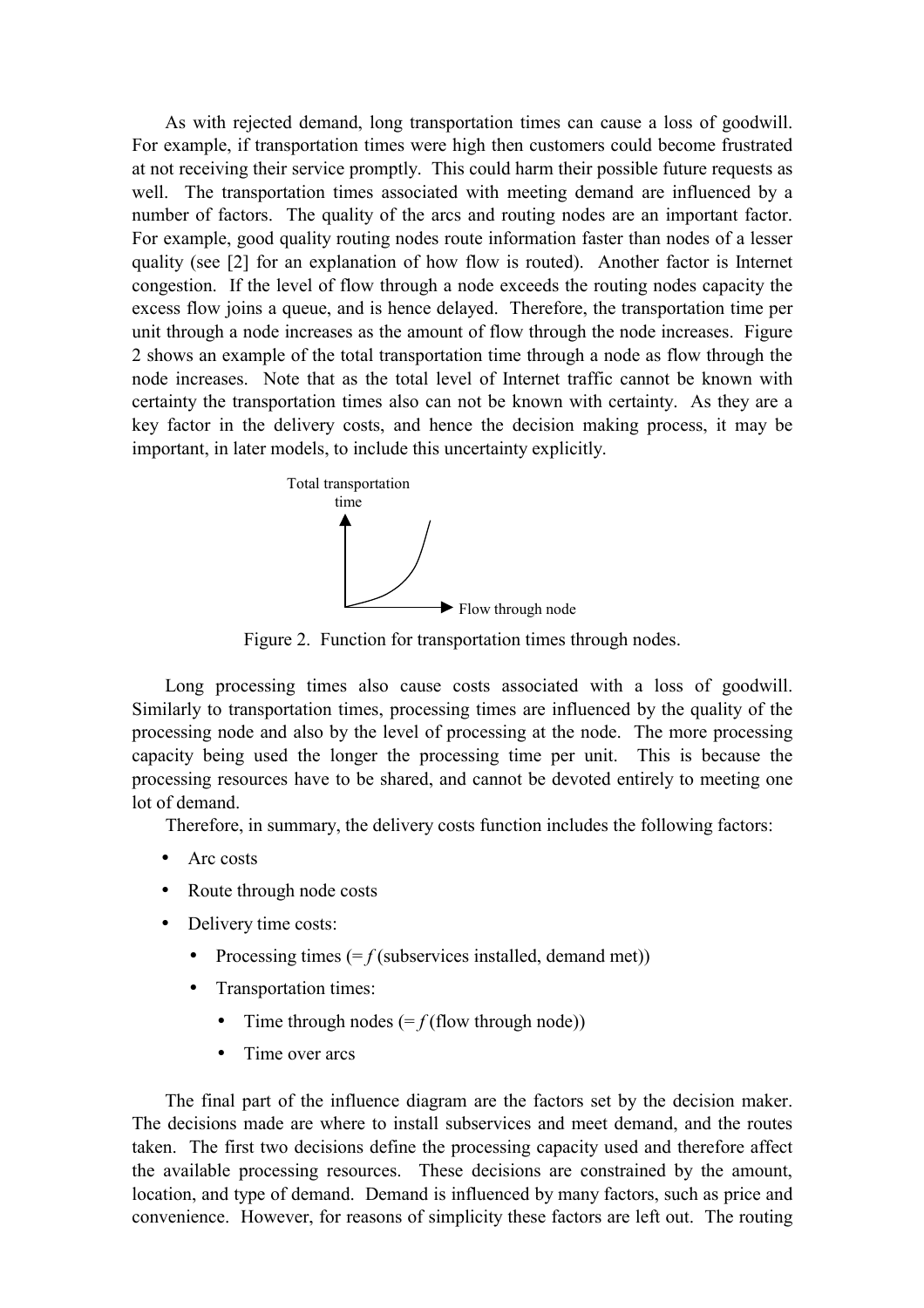As with rejected demand, long transportation times can cause a loss of goodwill. For example, if transportation times were high then customers could become frustrated at not receiving their service promptly. This could harm their possible future requests as well. The transportation times associated with meeting demand are influenced by a number of factors. The quality of the arcs and routing nodes are an important factor. For example, good quality routing nodes route information faster than nodes of a lesser quality (see [2] for an explanation of how flow is routed). Another factor is Internet congestion. If the level of flow through a node exceeds the routing nodes capacity the excess flow joins a queue, and is hence delayed. Therefore, the transportation time per unit through a node increases as the amount of flow through the node increases. Figure 2 shows an example of the total transportation time through a node as flow through the node increases. Note that as the total level of Internet traffic cannot be known with certainty the transportation times also can not be known with certainty. As they are a key factor in the delivery costs, and hence the decision making process, it may be important, in later models, to include this uncertainty explicitly.

Total transportation time

Flow through node

Figure 2. Function for transportation times through nodes.

Long processing times also cause costs associated with a loss of goodwill. Similarly to transportation times, processing times are influenced by the quality of the processing node and also by the level of processing at the node. The more processing capacity being used the longer the processing time per unit. This is because the processing resources have to be shared, and cannot be devoted entirely to meeting one lot of demand.

Therefore, in summary, the delivery costs function includes the following factors:

- Arc costs
- Route through node costs
- Delivery time costs:
  - Processing times (= *f* (subservices installed, demand met))
  - Transportation times:
    - Time through nodes (= *f* (flow through node))
    - Time over arcs

The final part of the influence diagram are the factors set by the decision maker. The decisions made are where to install subservices and meet demand, and the routes taken. The first two decisions define the processing capacity used and therefore affect the available processing resources. These decisions are constrained by the amount, location, and type of demand. Demand is influenced by many factors, such as price and convenience. However, for reasons of simplicity these factors are left out. The routing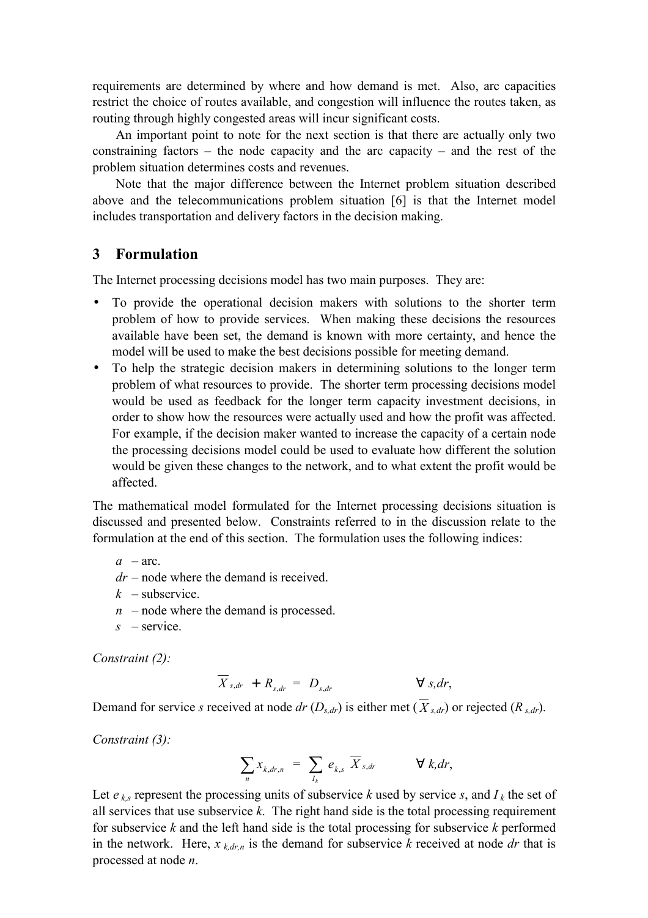requirements are determined by where and how demand is met. Also, arc capacities restrict the choice of routes available, and congestion will influence the routes taken, as routing through highly congested areas will incur significant costs.

An important point to note for the next section is that there are actually only two constraining factors – the node capacity and the arc capacity – and the rest of the problem situation determines costs and revenues.

Note that the major difference between the Internet problem situation described above and the telecommunications problem situation [6] is that the Internet model includes transportation and delivery factors in the decision making.

## 3 Formulation

The Internet processing decisions model has two main purposes. They are:

- To provide the operational decision makers with solutions to the shorter term problem of how to provide services. When making these decisions the resources available have been set, the demand is known with more certainty, and hence the model will be used to make the best decisions possible for meeting demand.
- To help the strategic decision makers in determining solutions to the longer term problem of what resources to provide. The shorter term processing decisions model would be used as feedback for the longer term capacity investment decisions, in order to show how the resources were actually used and how the profit was affected. For example, if the decision maker wanted to increase the capacity of a certain node the processing decisions model could be used to evaluate how different the solution would be given these changes to the network, and to what extent the profit would be affected.

The mathematical model formulated for the Internet processing decisions situation is discussed and presented below. Constraints referred to in the discussion relate to the formulation at the end of this section. The formulation uses the following indices:

$a$ – arc.
$dr$ – node where the demand is received.
$k$ – subservice.
$n$ – node where the demand is processed.
$s$ – service.

*Constraint (2):*

$$\overline{X}_{s,dr} + R_{s,dr} = D_{s,dr} \qquad \forall\, s,dr,$$

Demand for service $s$ received at node $dr$ ($D_{s,dr}$) is either met ($\overline{X}_{s,dr}$) or rejected ($R_{s,dr}$).

*Constraint (3):*

$$\sum_{n} x_{k,dr,n} = \sum_{I_k} e_{k,s}\,\overline{X}_{s,dr} \qquad \forall\, k,dr,$$

Let $e_{k,s}$ represent the processing units of subservice $k$ used by service $s$, and $I_k$ the set of all services that use subservice $k$. The right hand side is the total processing requirement for subservice $k$ and the left hand side is the total processing for subservice $k$ performed in the network. Here, $x_{k,dr,n}$ is the demand for subservice $k$ received at node $dr$ that is processed at node $n$.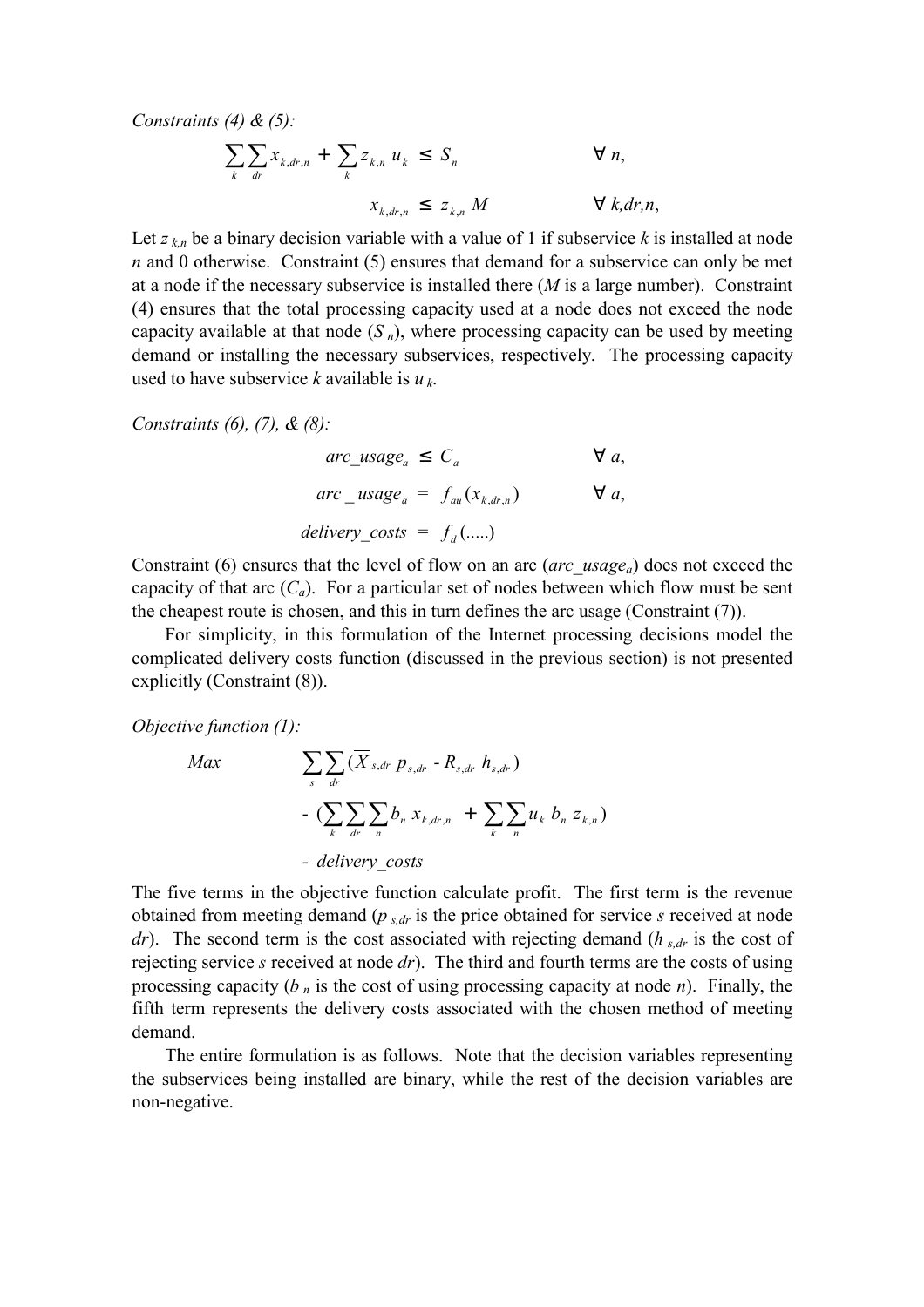*Constraints (4) & (5):*

$$\sum_{k}\sum_{dr} x_{k,dr,n} + \sum_{k} z_{k,n}\, u_k \;\leq\; S_n \qquad\qquad \forall\; n,$$

$$x_{k,dr,n} \;\leq\; z_{k,n}\, M \qquad\qquad \forall\; k,dr,n,$$

Let $z_{k,n}$ be a binary decision variable with a value of 1 if subservice $k$ is installed at node $n$ and 0 otherwise. Constraint (5) ensures that demand for a subservice can only be met at a node if the necessary subservice is installed there ($M$ is a large number). Constraint (4) ensures that the total processing capacity used at a node does not exceed the node capacity available at that node ($S_n$), where processing capacity can be used by meeting demand or installing the necessary subservices, respectively. The processing capacity used to have subservice $k$ available is $u_k$.

*Constraints (6), (7), & (8):*

$$arc\_usage_a \;\leq\; C_a \qquad\qquad \forall\; a,$$

$$arc\_usage_a \;=\; f_{au}(x_{k,dr,n}) \qquad\qquad \forall\; a,$$

$$delivery\_costs \;=\; f_d(.....)$$

Constraint (6) ensures that the level of flow on an arc ($arc\_usage_a$) does not exceed the capacity of that arc ($C_a$). For a particular set of nodes between which flow must be sent the cheapest route is chosen, and this in turn defines the arc usage (Constraint (7)).

For simplicity, in this formulation of the Internet processing decisions model the complicated delivery costs function (discussed in the previous section) is not presented explicitly (Constraint (8)).

*Objective function (1):*

$$\begin{aligned} Max \qquad & \sum_{s}\sum_{dr} (\overline{X}_{s,dr}\, p_{s,dr} - R_{s,dr}\, h_{s,dr}) \\ & - \Big(\sum_{k}\sum_{dr}\sum_{n} b_n\, x_{k,dr,n} \;+\; \sum_{k}\sum_{n} u_k\, b_n\, z_{k,n}\Big) \\ & - \; delivery\_costs \end{aligned}$$

The five terms in the objective function calculate profit. The first term is the revenue obtained from meeting demand ($p_{s,dr}$ is the price obtained for service $s$ received at node $dr$). The second term is the cost associated with rejecting demand ($h_{s,dr}$ is the cost of rejecting service $s$ received at node $dr$). The third and fourth terms are the costs of using processing capacity ($b_n$ is the cost of using processing capacity at node $n$). Finally, the fifth term represents the delivery costs associated with the chosen method of meeting demand.

The entire formulation is as follows. Note that the decision variables representing the subservices being installed are binary, while the rest of the decision variables are non-negative.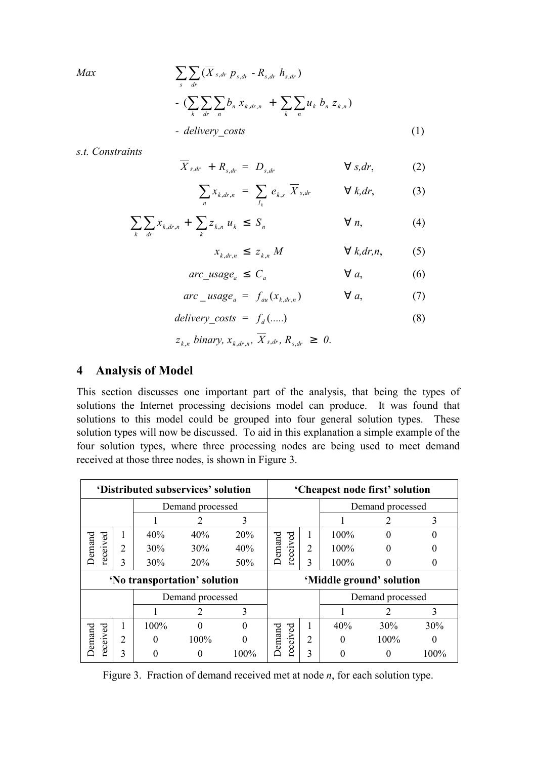$$
\begin{aligned}
\textit{Max} \quad & \sum_{s}\sum_{dr}(\overline{X}_{s,dr}\; p_{s,dr} - R_{s,dr}\; h_{s,dr}) \\
& - (\sum_{k}\sum_{dr}\sum_{n} b_n\; x_{k,dr,n} \;+ \sum_{k}\sum_{n} u_k\; b_n\; z_{k,n}) \\
& - \textit{delivery\_costs} \qquad\qquad (1)
\end{aligned}
$$

*s.t. Constraints*

$$\overline{X}_{s,dr} + R_{s,dr} = D_{s,dr} \qquad \forall\; s,dr, \qquad (2)$$

$$\sum_{n} x_{k,dr,n} = \sum_{I_k} e_{k,s}\; \overline{X}_{s,dr} \qquad \forall\; k,dr, \qquad (3)$$

$$\sum_{k}\sum_{dr} x_{k,dr,n} + \sum_{k} z_{k,n}\; u_k \leq S_n \qquad \forall\; n, \qquad (4)$$

$$x_{k,dr,n} \leq z_{k,n}\; M \qquad \forall\; k,dr,n, \qquad (5)$$

$$\textit{arc\_usage}_a \leq C_a \qquad \forall\; a, \qquad (6)$$

$$\textit{arc\_usage}_a = f_{au}(x_{k,dr,n}) \qquad \forall\; a, \qquad (7)$$

$$\textit{delivery\_costs} = f_d(.....) \qquad (8)$$

$$z_{k,n}\; \textit{binary},\; x_{k,dr,n},\; \overline{X}_{s,dr},\; R_{s,dr} \;\geq\; 0.$$

## 4 Analysis of Model

This section discusses one important part of the analysis, that being the types of solutions the Internet processing decisions model can produce. It was found that solutions to this model could be grouped into four general solution types. These solution types will now be discussed. To aid in this explanation a simple example of the four solution types, where three processing nodes are being used to meet demand received at those three nodes, is shown in Figure 3.

| 'Distributed subservices' solution | | | | | 'Cheapest node first' solution | | | | |
|---|---|---|---|---|---|---|---|---|---|
| | | Demand processed | | | | | Demand processed | | |
| | | 1 | 2 | 3 | | | 1 | 2 | 3 |
| Demand received | 1 | 40% | 40% | 20% | Demand received | 1 | 100% | 0 | 0 |
| | 2 | 30% | 30% | 40% | | 2 | 100% | 0 | 0 |
| | 3 | 30% | 20% | 50% | | 3 | 100% | 0 | 0 |
| **'No transportation' solution** | | | | | **'Middle ground' solution** | | | | |
| | | Demand processed | | | | | Demand processed | | |
| | | 1 | 2 | 3 | | | 1 | 2 | 3 |
| Demand received | 1 | 100% | 0 | 0 | Demand received | 1 | 40% | 30% | 30% |
| | 2 | 0 | 100% | 0 | | 2 | 0 | 100% | 0 |
| | 3 | 0 | 0 | 100% | | 3 | 0 | 0 | 100% |

Figure 3. Fraction of demand received met at node $n$, for each solution type.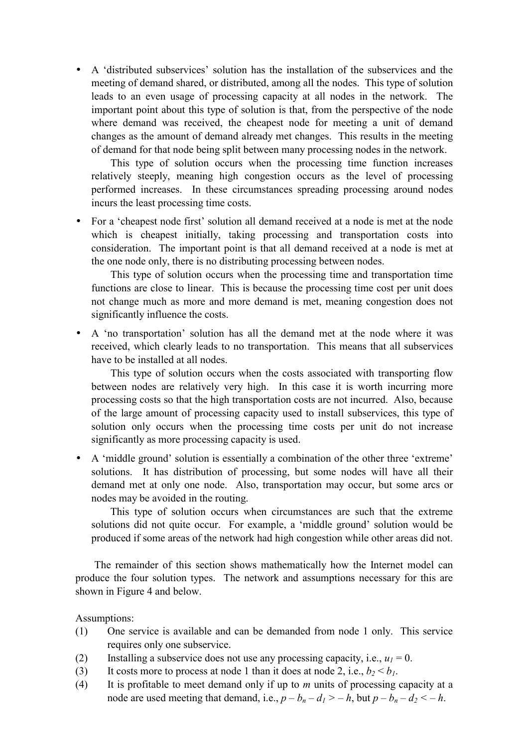- A 'distributed subservices' solution has the installation of the subservices and the meeting of demand shared, or distributed, among all the nodes. This type of solution leads to an even usage of processing capacity at all nodes in the network. The important point about this type of solution is that, from the perspective of the node where demand was received, the cheapest node for meeting a unit of demand changes as the amount of demand already met changes. This results in the meeting of demand for that node being split between many processing nodes in the network.

  This type of solution occurs when the processing time function increases relatively steeply, meaning high congestion occurs as the level of processing performed increases. In these circumstances spreading processing around nodes incurs the least processing time costs.

- For a 'cheapest node first' solution all demand received at a node is met at the node which is cheapest initially, taking processing and transportation costs into consideration. The important point is that all demand received at a node is met at the one node only, there is no distributing processing between nodes.

  This type of solution occurs when the processing time and transportation time functions are close to linear. This is because the processing time cost per unit does not change much as more and more demand is met, meaning congestion does not significantly influence the costs.

- A 'no transportation' solution has all the demand met at the node where it was received, which clearly leads to no transportation. This means that all subservices have to be installed at all nodes.

  This type of solution occurs when the costs associated with transporting flow between nodes are relatively very high. In this case it is worth incurring more processing costs so that the high transportation costs are not incurred. Also, because of the large amount of processing capacity used to install subservices, this type of solution only occurs when the processing time costs per unit do not increase significantly as more processing capacity is used.

- A 'middle ground' solution is essentially a combination of the other three 'extreme' solutions. It has distribution of processing, but some nodes will have all their demand met at only one node. Also, transportation may occur, but some arcs or nodes may be avoided in the routing.

  This type of solution occurs when circumstances are such that the extreme solutions did not quite occur. For example, a 'middle ground' solution would be produced if some areas of the network had high congestion while other areas did not.

The remainder of this section shows mathematically how the Internet model can produce the four solution types. The network and assumptions necessary for this are shown in Figure 4 and below.

Assumptions:

(1) One service is available and can be demanded from node 1 only. This service requires only one subservice.

(2) Installing a subservice does not use any processing capacity, i.e., $u_1 = 0$.

(3) It costs more to process at node 1 than it does at node 2, i.e., $b_2 < b_1$.

(4) It is profitable to meet demand only if up to $m$ units of processing capacity at a node are used meeting that demand, i.e., $p - b_n - d_1 > -h$, but $p - b_n - d_2 < -h$.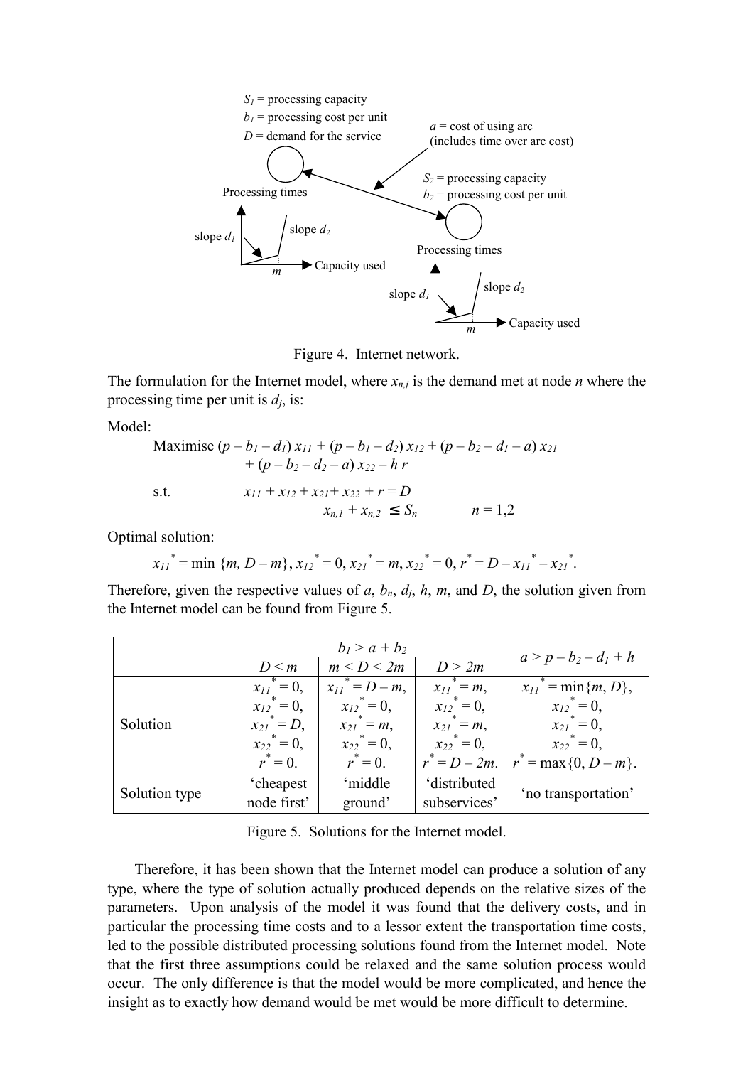$S_1$ = processing capacity
$b_1$ = processing cost per unit
$D$ = demand for the service

$a$ = cost of using arc (includes time over arc cost)

$S_2$ = processing capacity
$b_2$ = processing cost per unit

Processing times

slope $d_1$ slope $d_2$ $m$ Capacity used

Processing times

slope $d_1$ slope $d_2$ $m$ Capacity used

Figure 4. Internet network.

The formulation for the Internet model, where $x_{n,j}$ is the demand met at node $n$ where the processing time per unit is $d_j$, is:

Model:

$$\text{Maximise } (p - b_1 - d_1)\, x_{11} + (p - b_1 - d_2)\, x_{12} + (p - b_2 - d_1 - a)\, x_{21} + (p - b_2 - d_2 - a)\, x_{22} - h\, r$$

$$\text{s.t.} \quad x_{11} + x_{12} + x_{21} + x_{22} + r = D$$

$$x_{n,1} + x_{n,2} \leq S_n \qquad n = 1,2$$

Optimal solution:

$$x_{11}^* = \min\{m, D - m\},\ x_{12}^* = 0,\ x_{21}^* = m,\ x_{22}^* = 0,\ r^* = D - x_{11}^* - x_{21}^*.$$

Therefore, given the respective values of $a$, $b_n$, $d_j$, $h$, $m$, and $D$, the solution given from the Internet model can be found from Figure 5.

| | $b_1 > a + b_2$ | | | $a > p - b_2 - d_1 + h$ |
|---|---|---|---|---|
| | $D < m$ | $m < D < 2m$ | $D > 2m$ | |
| Solution | $x_{11}^* = 0$, $x_{12}^* = 0$, $x_{21}^* = D$, $x_{22}^* = 0$, $r^* = 0$. | $x_{11}^* = D - m$, $x_{12}^* = 0$, $x_{21}^* = m$, $x_{22}^* = 0$, $r^* = 0$. | $x_{11}^* = m$, $x_{12}^* = 0$, $x_{21}^* = m$, $x_{22}^* = 0$, $r^* = D - 2m$. | $x_{11}^* = \min\{m, D\}$, $x_{12}^* = 0$, $x_{21}^* = 0$, $x_{22}^* = 0$, $r^* = \max\{0, D - m\}$. |
| Solution type | 'cheapest node first' | 'middle ground' | 'distributed subservices' | 'no transportation' |

Figure 5. Solutions for the Internet model.

Therefore, it has been shown that the Internet model can produce a solution of any type, where the type of solution actually produced depends on the relative sizes of the parameters. Upon analysis of the model it was found that the delivery costs, and in particular the processing time costs and to a lessor extent the transportation time costs, led to the possible distributed processing solutions found from the Internet model. Note that the first three assumptions could be relaxed and the same solution process would occur. The only difference is that the model would be more complicated, and hence the insight as to exactly how demand would be met would be more difficult to determine.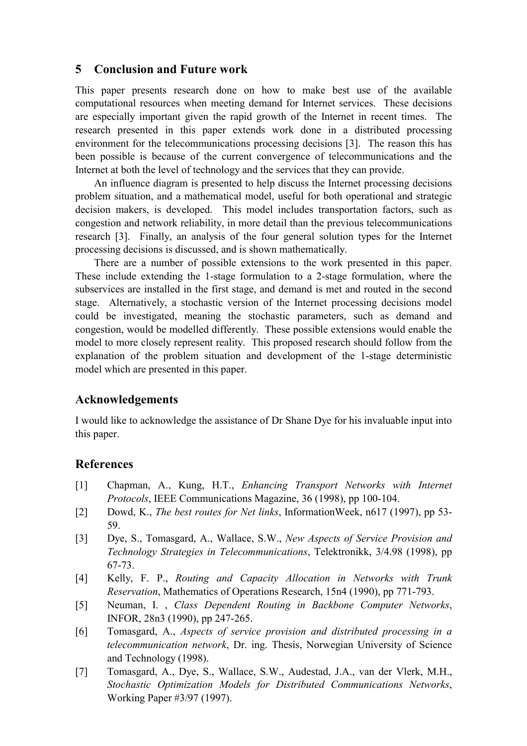## 5 Conclusion and Future work

This paper presents research done on how to make best use of the available computational resources when meeting demand for Internet services. These decisions are especially important given the rapid growth of the Internet in recent times. The research presented in this paper extends work done in a distributed processing environment for the telecommunications processing decisions [3]. The reason this has been possible is because of the current convergence of telecommunications and the Internet at both the level of technology and the services that they can provide.

An influence diagram is presented to help discuss the Internet processing decisions problem situation, and a mathematical model, useful for both operational and strategic decision makers, is developed. This model includes transportation factors, such as congestion and network reliability, in more detail than the previous telecommunications research [3]. Finally, an analysis of the four general solution types for the Internet processing decisions is discussed, and is shown mathematically.

There are a number of possible extensions to the work presented in this paper. These include extending the 1-stage formulation to a 2-stage formulation, where the subservices are installed in the first stage, and demand is met and routed in the second stage. Alternatively, a stochastic version of the Internet processing decisions model could be investigated, meaning the stochastic parameters, such as demand and congestion, would be modelled differently. These possible extensions would enable the model to more closely represent reality. This proposed research should follow from the explanation of the problem situation and development of the 1-stage deterministic model which are presented in this paper.

## Acknowledgements

I would like to acknowledge the assistance of Dr Shane Dye for his invaluable input into this paper.

## References

[1] Chapman, A., Kung, H.T., *Enhancing Transport Networks with Internet Protocols*, IEEE Communications Magazine, 36 (1998), pp 100-104.

[2] Dowd, K., *The best routes for Net links*, InformationWeek, n617 (1997), pp 53-59.

[3] Dye, S., Tomasgard, A., Wallace, S.W., *New Aspects of Service Provision and Technology Strategies in Telecommunications*, Telektronikk, 3/4.98 (1998), pp 67-73.

[4] Kelly, F. P., *Routing and Capacity Allocation in Networks with Trunk Reservation*, Mathematics of Operations Research, 15n4 (1990), pp 771-793.

[5] Neuman, I. , *Class Dependent Routing in Backbone Computer Networks*, INFOR, 28n3 (1990), pp 247-265.

[6] Tomasgard, A., *Aspects of service provision and distributed processing in a telecommunication network*, Dr. ing. Thesis, Norwegian University of Science and Technology (1998).

[7] Tomasgard, A., Dye, S., Wallace, S.W., Audestad, J.A., van der Vlerk, M.H., *Stochastic Optimization Models for Distributed Communications Networks*, Working Paper #3/97 (1997).